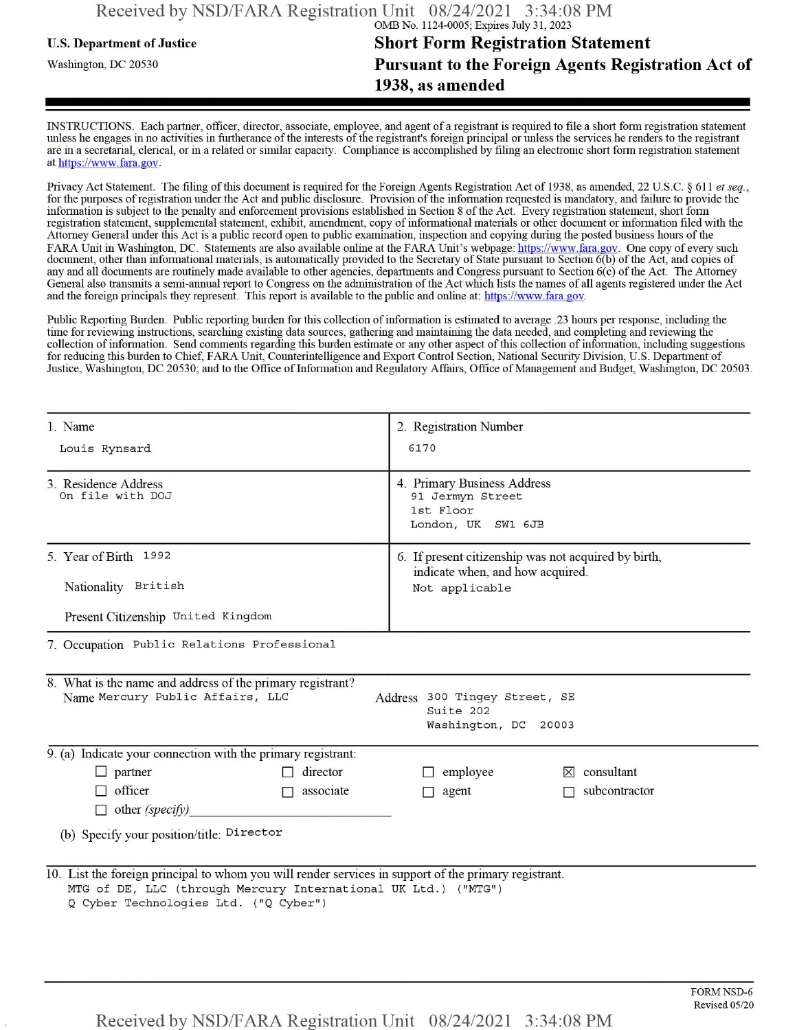OMB No. 1124-0005; Expires July 31, 2023

**U.S. Department of Justice**

Washington, DC 20530

# Short Form Registration Statement Pursuant to the Foreign Agents Registration Act of 1938, as amended

INSTRUCTIONS. Each partner, officer, director, associate, employee, and agent of a registrant is required to file a short form registration statement unless he engages in no activities in furtherance of the interests of the registrant's foreign principal or unless the services he renders to the registrant are in a secretarial, clerical, or in a related or similar capacity. Compliance is accomplished by filing an electronic short form registration statement at https://www.fara.gov.

Privacy Act Statement. The filing of this document is required for the Foreign Agents Registration Act of 1938, as amended, 22 U.S.C. § 611 *et seq.*, for the purposes of registration under the Act and public disclosure. Provision of the information requested is mandatory, and failure to provide the information is subject to the penalty and enforcement provisions established in Section 8 of the Act. Every registration statement, short form registration statement, supplemental statement, exhibit, amendment, copy of informational materials or other document or information filed with the Attorney General under this Act is a public record open to public examination, inspection and copying during the posted business hours of the FARA Unit in Washington, DC. Statements are also available online at the FARA Unit's webpage: https://www.fara.gov. One copy of every such document, other than informational materials, is automatically provided to the Secretary of State pursuant to Section 6(b) of the Act, and copies of any and all documents are routinely made available to other agencies, departments and Congress pursuant to Section 6(c) of the Act. The Attorney General also transmits a semi-annual report to Congress on the administration of the Act which lists the names of all agents registered under the Act and the foreign principals they represent. This report is available to the public and online at: https://www.fara.gov.

Public Reporting Burden. Public reporting burden for this collection of information is estimated to average .23 hours per response, including the time for reviewing instructions, searching existing data sources, gathering and maintaining the data needed, and completing and reviewing the collection of information. Send comments regarding this burden estimate or any other aspect of this collection of information, including suggestions for reducing this burden to Chief, FARA Unit, Counterintelligence and Export Control Section, National Security Division, U.S. Department of Justice, Washington, DC 20530; and to the Office of Information and Regulatory Affairs, Office of Management and Budget, Washington, DC 20503.

| 1. Name | 2. Registration Number |
|---|---|
| Louis Rynsard | 6170 |
| **3. Residence Address** | **4. Primary Business Address** |
| On file with DOJ | 91 Jermyn Street<br>1st Floor<br>London, UK SW1 6JB |
| **5. Year of Birth** 1992<br>Nationality British<br>Present Citizenship United Kingdom | **6. If present citizenship was not acquired by birth, indicate when, and how acquired.**<br>Not applicable |

7. Occupation Public Relations Professional

8. What is the name and address of the primary registrant?

Name Mercury Public Affairs, LLC

Address 300 Tingey Street, SE
Suite 202
Washington, DC 20003

9. (a) Indicate your connection with the primary registrant:

- ☐ partner
- ☐ director
- ☐ employee
- ☒ consultant
- ☐ officer
- ☐ associate
- ☐ agent
- ☐ subcontractor
- ☐ other *(specify)* ____________

(b) Specify your position/title: Director

10. List the foreign principal to whom you will render services in support of the primary registrant.

MTG of DE, LLC (through Mercury International UK Ltd.) ("MTG")
Q Cyber Technologies Ltd. ("Q Cyber")

FORM NSD-6
Revised 05/20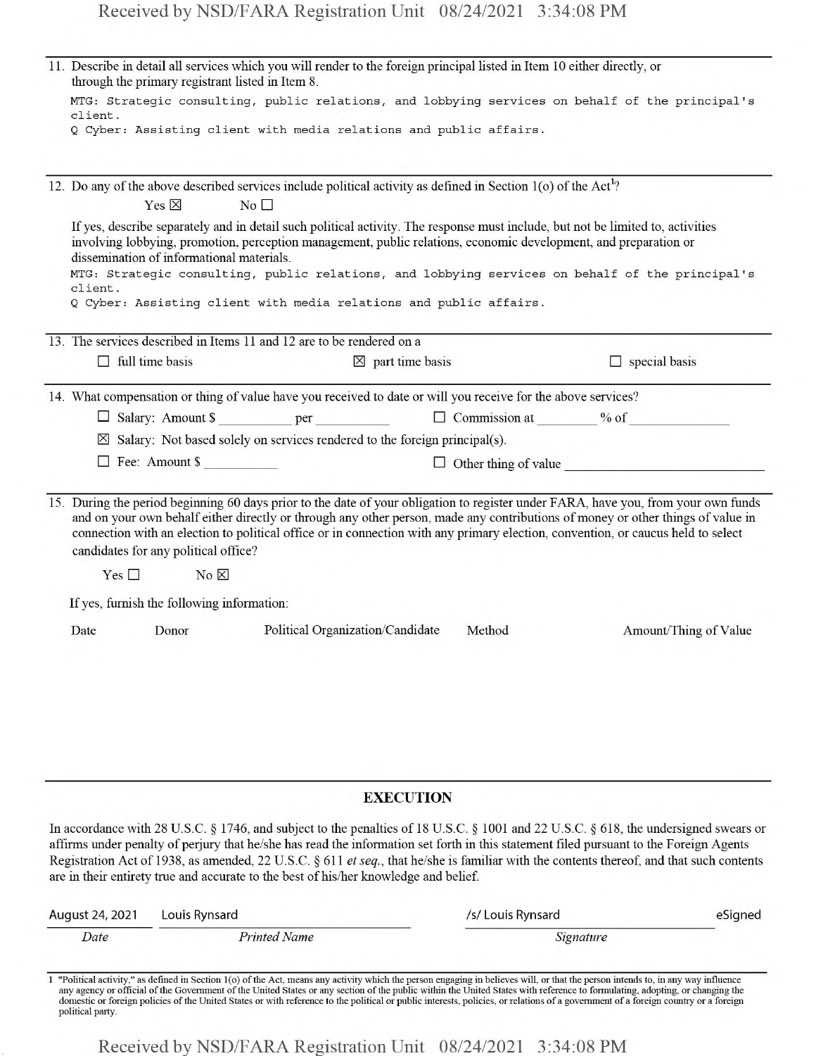11. Describe in detail all services which you will render to the foreign principal listed in Item 10 either directly, or through the primary registrant listed in Item 8.

```
MTG: Strategic consulting, public relations, and lobbying services on behalf of the principal's client.
Q Cyber: Assisting client with media relations and public affairs.
```

12. Do any of the above described services include political activity as defined in Section 1(o) of the Act[1]?

Yes ☒ No ☐

If yes, describe separately and in detail such political activity. The response must include, but not be limited to, activities involving lobbying, promotion, perception management, public relations, economic development, and preparation or dissemination of informational materials.

```
MTG: Strategic consulting, public relations, and lobbying services on behalf of the principal's client.
Q Cyber: Assisting client with media relations and public affairs.
```

13. The services described in Items 11 and 12 are to be rendered on a

☐ full time basis ☒ part time basis ☐ special basis

14. What compensation or thing of value have you received to date or will you receive for the above services?

☐ Salary: Amount $ \_\_\_\_\_\_\_\_\_\_ per \_\_\_\_\_\_\_\_\_\_ ☐ Commission at \_\_\_\_\_\_\_\_ % of \_\_\_\_\_\_\_\_\_\_

☒ Salary: Not based solely on services rendered to the foreign principal(s).

☐ Fee: Amount $ \_\_\_\_\_\_\_\_\_\_ ☐ Other thing of value \_\_\_\_\_\_\_\_\_\_

15. During the period beginning 60 days prior to the date of your obligation to register under FARA, have you, from your own funds and on your own behalf either directly or through any other person, made any contributions of money or other things of value in connection with an election to political office or in connection with any primary election, convention, or caucus held to select candidates for any political office?

Yes ☐ No ☒

If yes, furnish the following information:

| Date | Donor | Political Organization/Candidate | Method | Amount/Thing of Value |
|---|---|---|---|---|

## EXECUTION

In accordance with 28 U.S.C. § 1746, and subject to the penalties of 18 U.S.C. § 1001 and 22 U.S.C. § 618, the undersigned swears or affirms under penalty of perjury that he/she has read the information set forth in this statement filed pursuant to the Foreign Agents Registration Act of 1938, as amended, 22 U.S.C. § 611 *et seq.*, that he/she is familiar with the contents thereof, and that such contents are in their entirety true and accurate to the best of his/her knowledge and belief.

| August 24, 2021 | Louis Rynsard | /s/ Louis Rynsard eSigned |
|---|---|---|
| *Date* | *Printed Name* | *Signature* |

[1] "Political activity," as defined in Section 1(o) of the Act, means any activity which the person engaging in believes will, or that the person intends to, in any way influence any agency or official of the Government of the United States or any section of the public within the United States with reference to formulating, adopting, or changing the domestic or foreign policies of the United States or with reference to the political or public interests, policies, or relations of a government of a foreign country or a foreign political party.